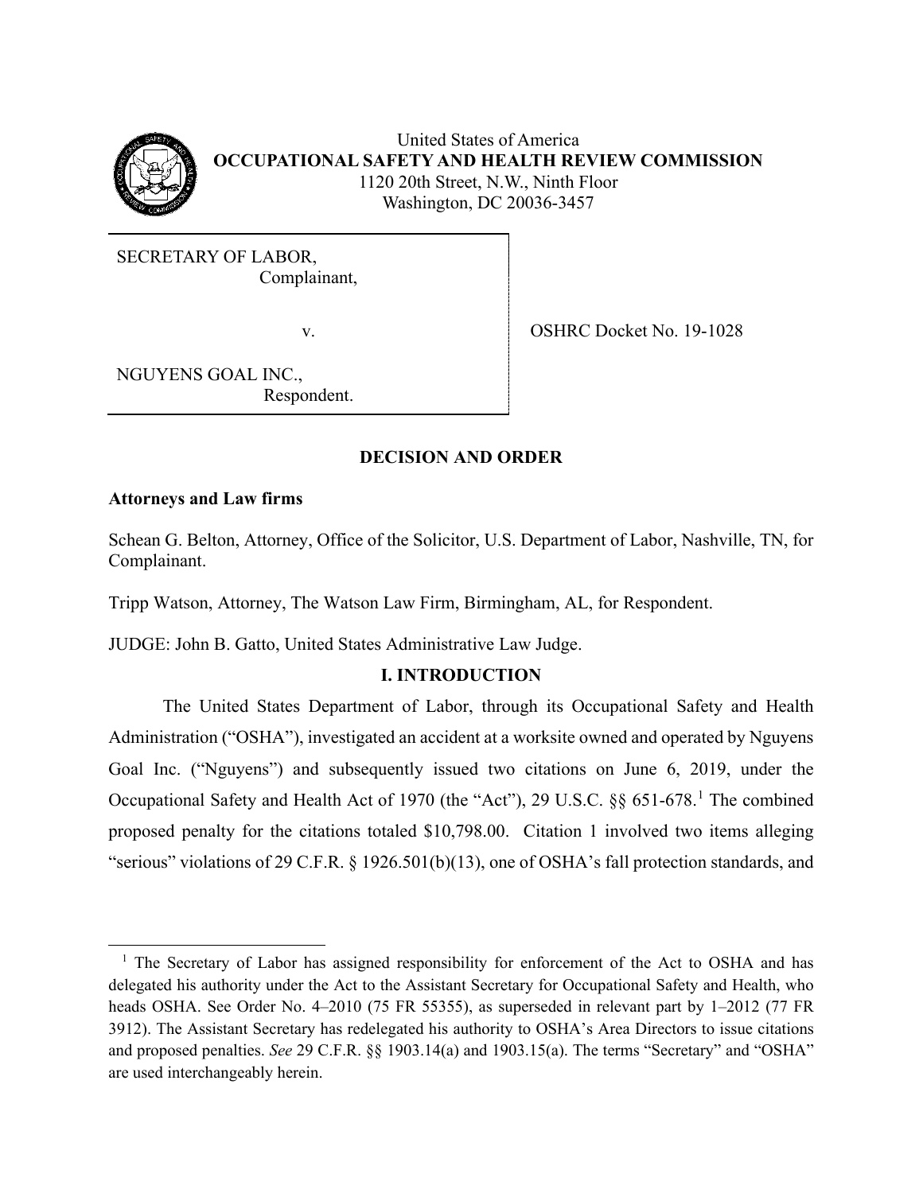United States of America
**OCCUPATIONAL SAFETY AND HEALTH REVIEW COMMISSION**
1120 20th Street, N.W., Ninth Floor
Washington, DC 20036-3457

SECRETARY OF LABOR,
Complainant,

v.

NGUYENS GOAL INC.,
Respondent.

OSHRC Docket No. 19-1028

## DECISION AND ORDER

**Attorneys and Law firms**

Schean G. Belton, Attorney, Office of the Solicitor, U.S. Department of Labor, Nashville, TN, for Complainant.

Tripp Watson, Attorney, The Watson Law Firm, Birmingham, AL, for Respondent.

JUDGE: John B. Gatto, United States Administrative Law Judge.

### I. INTRODUCTION

The United States Department of Labor, through its Occupational Safety and Health Administration ("OSHA"), investigated an accident at a worksite owned and operated by Nguyens Goal Inc. ("Nguyens") and subsequently issued two citations on June 6, 2019, under the Occupational Safety and Health Act of 1970 (the "Act"), 29 U.S.C. §§ 651-678.[1] The combined proposed penalty for the citations totaled $10,798.00. Citation 1 involved two items alleging "serious" violations of 29 C.F.R. § 1926.501(b)(13), one of OSHA's fall protection standards, and

[1] The Secretary of Labor has assigned responsibility for enforcement of the Act to OSHA and has delegated his authority under the Act to the Assistant Secretary for Occupational Safety and Health, who heads OSHA. See Order No. 4–2010 (75 FR 55355), as superseded in relevant part by 1–2012 (77 FR 3912). The Assistant Secretary has redelegated his authority to OSHA's Area Directors to issue citations and proposed penalties. *See* 29 C.F.R. §§ 1903.14(a) and 1903.15(a). The terms "Secretary" and "OSHA" are used interchangeably herein.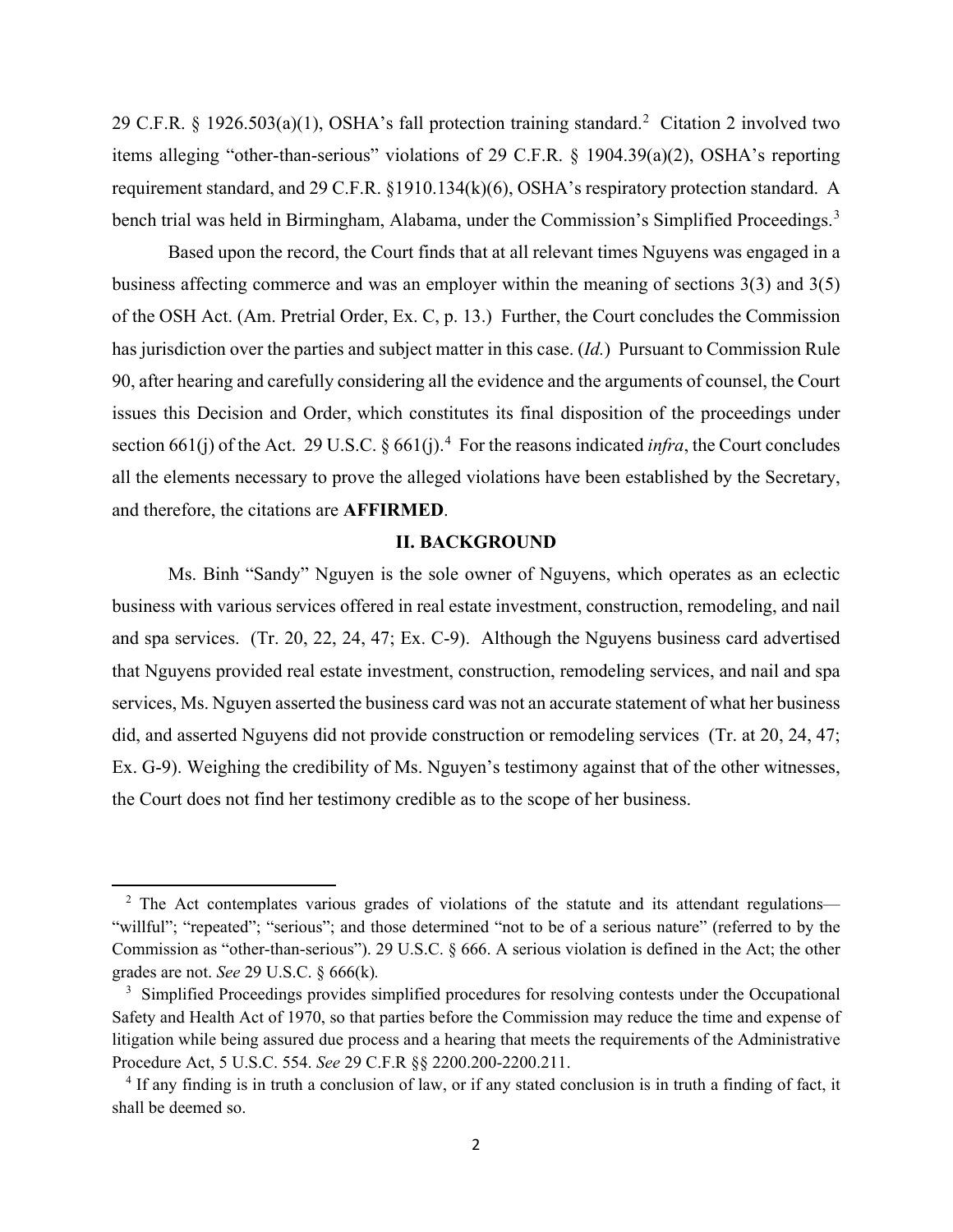29 C.F.R. § 1926.503(a)(1), OSHA's fall protection training standard.[2] Citation 2 involved two items alleging "other-than-serious" violations of 29 C.F.R. § 1904.39(a)(2), OSHA's reporting requirement standard, and 29 C.F.R. §1910.134(k)(6), OSHA's respiratory protection standard. A bench trial was held in Birmingham, Alabama, under the Commission's Simplified Proceedings.[3]

Based upon the record, the Court finds that at all relevant times Nguyens was engaged in a business affecting commerce and was an employer within the meaning of sections 3(3) and 3(5) of the OSH Act. (Am. Pretrial Order, Ex. C, p. 13.) Further, the Court concludes the Commission has jurisdiction over the parties and subject matter in this case. (*Id.*) Pursuant to Commission Rule 90, after hearing and carefully considering all the evidence and the arguments of counsel, the Court issues this Decision and Order, which constitutes its final disposition of the proceedings under section 661(j) of the Act. 29 U.S.C. § 661(j).[4] For the reasons indicated *infra*, the Court concludes all the elements necessary to prove the alleged violations have been established by the Secretary, and therefore, the citations are **AFFIRMED**.

## II. BACKGROUND

Ms. Binh "Sandy" Nguyen is the sole owner of Nguyens, which operates as an eclectic business with various services offered in real estate investment, construction, remodeling, and nail and spa services. (Tr. 20, 22, 24, 47; Ex. C-9). Although the Nguyens business card advertised that Nguyens provided real estate investment, construction, remodeling services, and nail and spa services, Ms. Nguyen asserted the business card was not an accurate statement of what her business did, and asserted Nguyens did not provide construction or remodeling services (Tr. at 20, 24, 47; Ex. G-9). Weighing the credibility of Ms. Nguyen's testimony against that of the other witnesses, the Court does not find her testimony credible as to the scope of her business.

---

[2] The Act contemplates various grades of violations of the statute and its attendant regulations—"willful"; "repeated"; "serious"; and those determined "not to be of a serious nature" (referred to by the Commission as "other-than-serious"). 29 U.S.C. § 666. A serious violation is defined in the Act; the other grades are not. *See* 29 U.S.C. § 666(k).

[3] Simplified Proceedings provides simplified procedures for resolving contests under the Occupational Safety and Health Act of 1970, so that parties before the Commission may reduce the time and expense of litigation while being assured due process and a hearing that meets the requirements of the Administrative Procedure Act, 5 U.S.C. 554. *See* 29 C.F.R §§ 2200.200-2200.211.

[4] If any finding is in truth a conclusion of law, or if any stated conclusion is in truth a finding of fact, it shall be deemed so.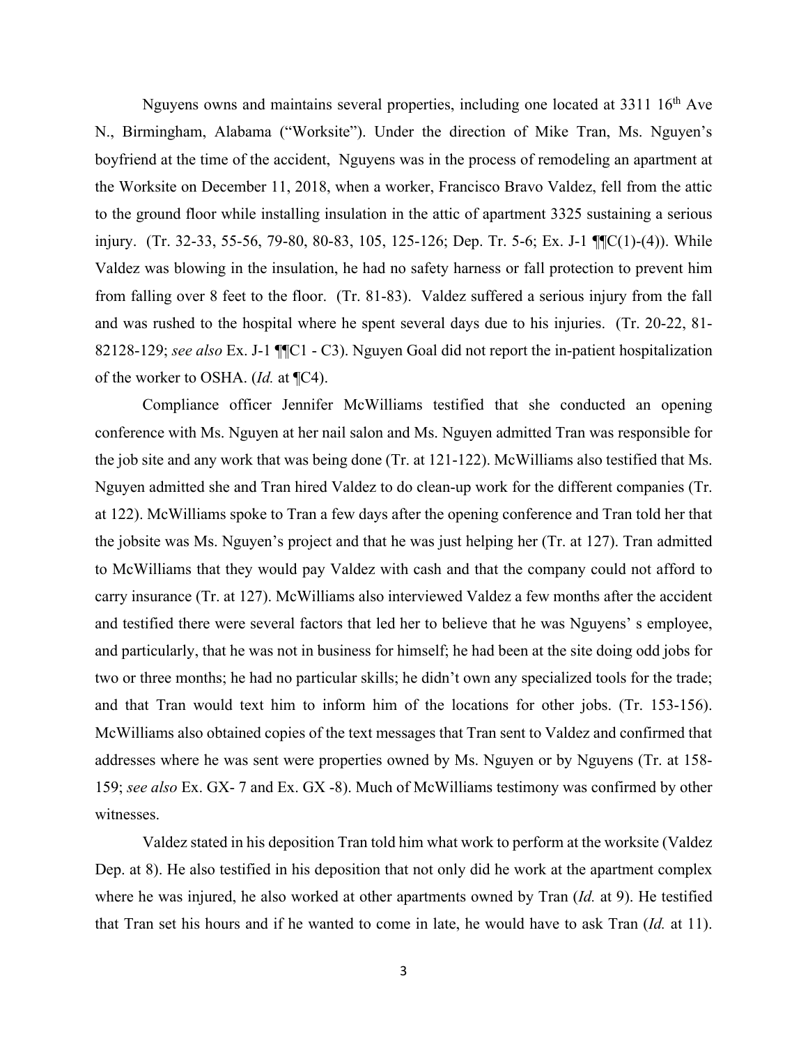Nguyens owns and maintains several properties, including one located at 3311 16th Ave N., Birmingham, Alabama ("Worksite"). Under the direction of Mike Tran, Ms. Nguyen's boyfriend at the time of the accident, Nguyens was in the process of remodeling an apartment at the Worksite on December 11, 2018, when a worker, Francisco Bravo Valdez, fell from the attic to the ground floor while installing insulation in the attic of apartment 3325 sustaining a serious injury. (Tr. 32-33, 55-56, 79-80, 80-83, 105, 125-126; Dep. Tr. 5-6; Ex. J-1 ¶¶C(1)-(4)). While Valdez was blowing in the insulation, he had no safety harness or fall protection to prevent him from falling over 8 feet to the floor. (Tr. 81-83). Valdez suffered a serious injury from the fall and was rushed to the hospital where he spent several days due to his injuries. (Tr. 20-22, 81-82128-129; *see also* Ex. J-1 ¶¶C1 - C3). Nguyen Goal did not report the in-patient hospitalization of the worker to OSHA. (*Id.* at ¶C4).

Compliance officer Jennifer McWilliams testified that she conducted an opening conference with Ms. Nguyen at her nail salon and Ms. Nguyen admitted Tran was responsible for the job site and any work that was being done (Tr. at 121-122). McWilliams also testified that Ms. Nguyen admitted she and Tran hired Valdez to do clean-up work for the different companies (Tr. at 122). McWilliams spoke to Tran a few days after the opening conference and Tran told her that the jobsite was Ms. Nguyen's project and that he was just helping her (Tr. at 127). Tran admitted to McWilliams that they would pay Valdez with cash and that the company could not afford to carry insurance (Tr. at 127). McWilliams also interviewed Valdez a few months after the accident and testified there were several factors that led her to believe that he was Nguyens' s employee, and particularly, that he was not in business for himself; he had been at the site doing odd jobs for two or three months; he had no particular skills; he didn't own any specialized tools for the trade; and that Tran would text him to inform him of the locations for other jobs. (Tr. 153-156). McWilliams also obtained copies of the text messages that Tran sent to Valdez and confirmed that addresses where he was sent were properties owned by Ms. Nguyen or by Nguyens (Tr. at 158-159; *see also* Ex. GX- 7 and Ex. GX -8). Much of McWilliams testimony was confirmed by other witnesses.

Valdez stated in his deposition Tran told him what work to perform at the worksite (Valdez Dep. at 8). He also testified in his deposition that not only did he work at the apartment complex where he was injured, he also worked at other apartments owned by Tran (*Id.* at 9). He testified that Tran set his hours and if he wanted to come in late, he would have to ask Tran (*Id.* at 11).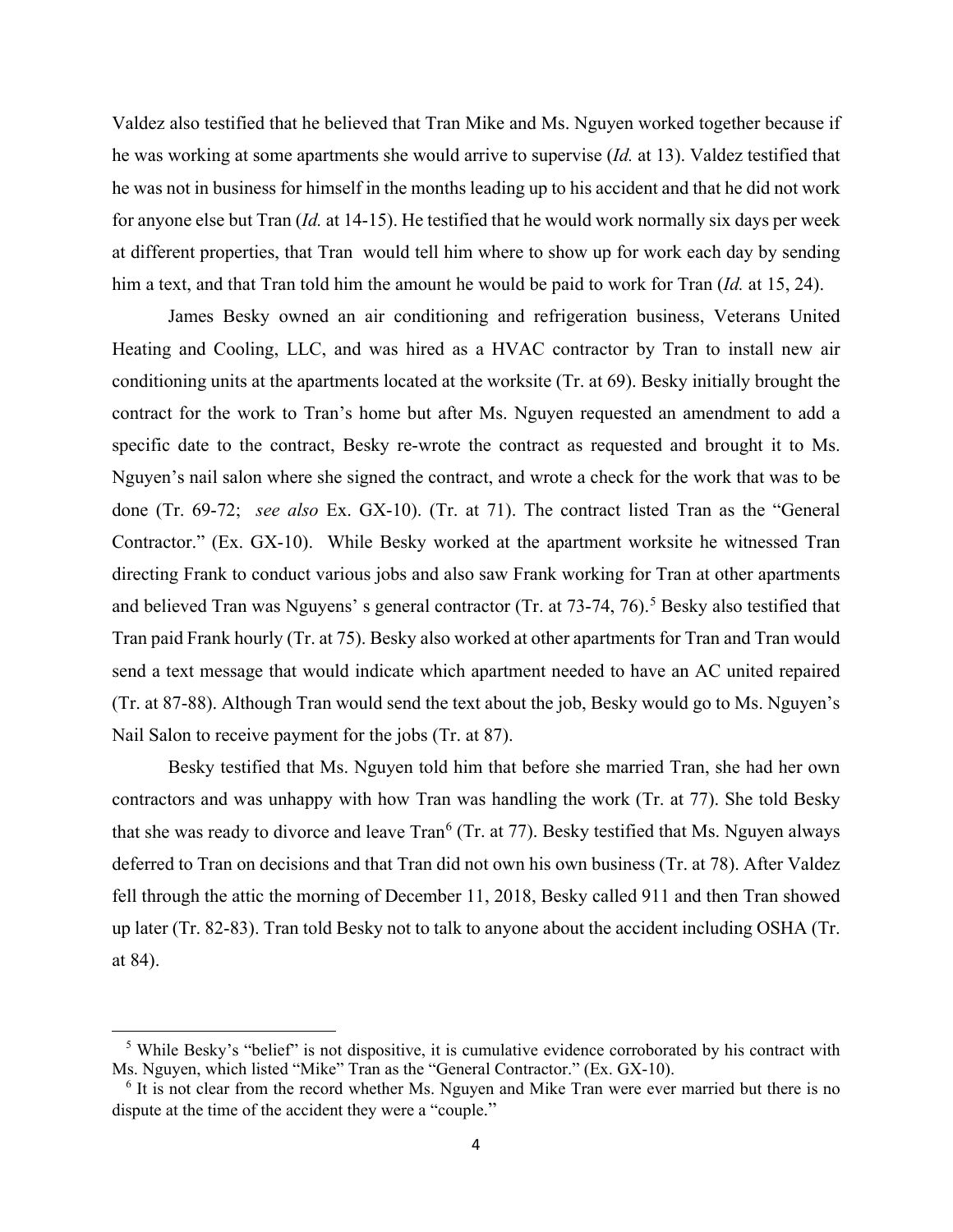Valdez also testified that he believed that Tran Mike and Ms. Nguyen worked together because if he was working at some apartments she would arrive to supervise (*Id.* at 13). Valdez testified that he was not in business for himself in the months leading up to his accident and that he did not work for anyone else but Tran (*Id.* at 14-15). He testified that he would work normally six days per week at different properties, that Tran would tell him where to show up for work each day by sending him a text, and that Tran told him the amount he would be paid to work for Tran (*Id.* at 15, 24).

James Besky owned an air conditioning and refrigeration business, Veterans United Heating and Cooling, LLC, and was hired as a HVAC contractor by Tran to install new air conditioning units at the apartments located at the worksite (Tr. at 69). Besky initially brought the contract for the work to Tran's home but after Ms. Nguyen requested an amendment to add a specific date to the contract, Besky re-wrote the contract as requested and brought it to Ms. Nguyen's nail salon where she signed the contract, and wrote a check for the work that was to be done (Tr. 69-72; *see also* Ex. GX-10). (Tr. at 71). The contract listed Tran as the "General Contractor." (Ex. GX-10). While Besky worked at the apartment worksite he witnessed Tran directing Frank to conduct various jobs and also saw Frank working for Tran at other apartments and believed Tran was Nguyens' s general contractor (Tr. at 73-74, 76).[5] Besky also testified that Tran paid Frank hourly (Tr. at 75). Besky also worked at other apartments for Tran and Tran would send a text message that would indicate which apartment needed to have an AC united repaired (Tr. at 87-88). Although Tran would send the text about the job, Besky would go to Ms. Nguyen's Nail Salon to receive payment for the jobs (Tr. at 87).

Besky testified that Ms. Nguyen told him that before she married Tran, she had her own contractors and was unhappy with how Tran was handling the work (Tr. at 77). She told Besky that she was ready to divorce and leave Tran[6] (Tr. at 77). Besky testified that Ms. Nguyen always deferred to Tran on decisions and that Tran did not own his own business (Tr. at 78). After Valdez fell through the attic the morning of December 11, 2018, Besky called 911 and then Tran showed up later (Tr. 82-83). Tran told Besky not to talk to anyone about the accident including OSHA (Tr. at 84).

---

[5] While Besky's "belief" is not dispositive, it is cumulative evidence corroborated by his contract with Ms. Nguyen, which listed "Mike" Tran as the "General Contractor." (Ex. GX-10).

[6] It is not clear from the record whether Ms. Nguyen and Mike Tran were ever married but there is no dispute at the time of the accident they were a "couple."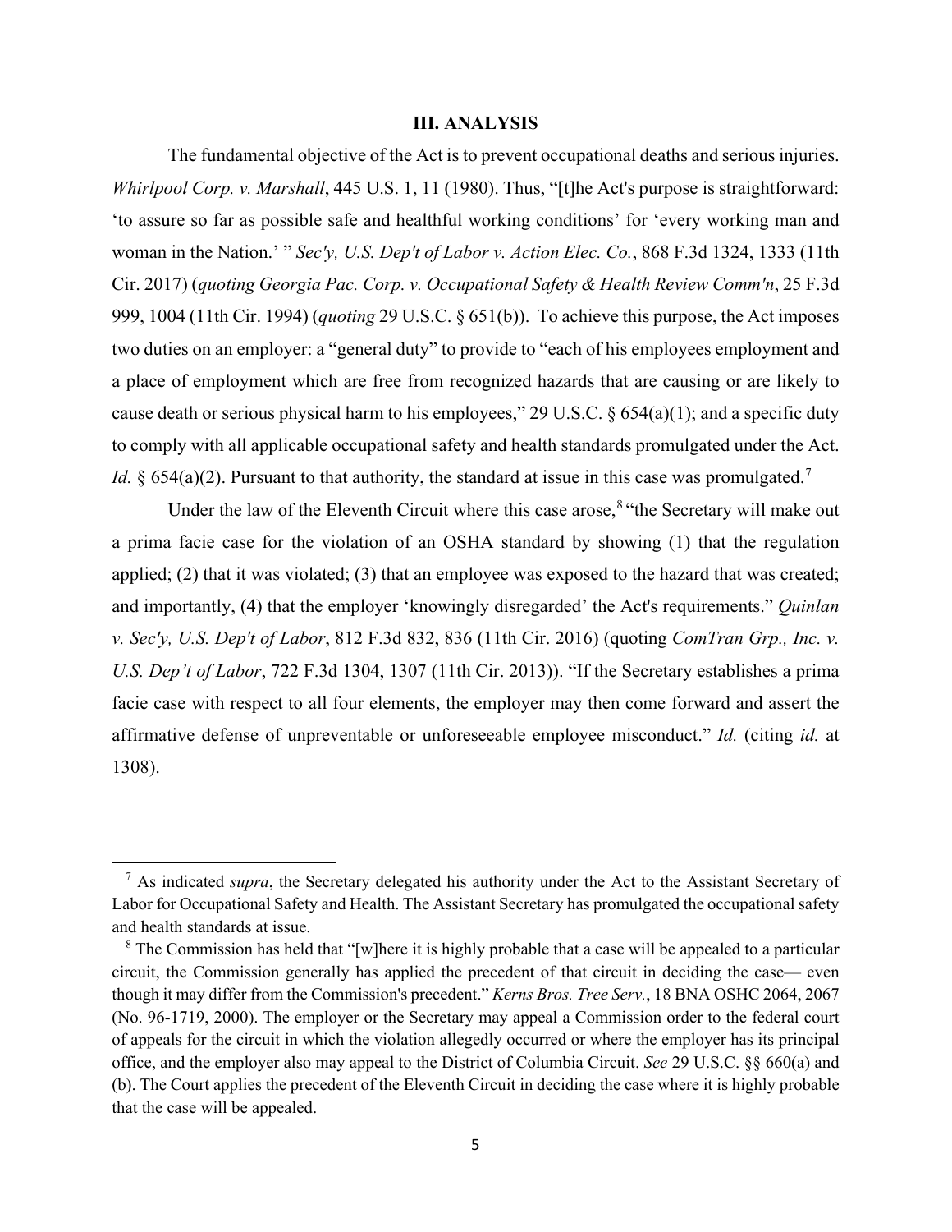## III. ANALYSIS

The fundamental objective of the Act is to prevent occupational deaths and serious injuries. *Whirlpool Corp. v. Marshall*, 445 U.S. 1, 11 (1980). Thus, "[t]he Act's purpose is straightforward: 'to assure so far as possible safe and healthful working conditions' for 'every working man and woman in the Nation.' " *Sec'y, U.S. Dep't of Labor v. Action Elec. Co.*, 868 F.3d 1324, 1333 (11th Cir. 2017) (*quoting Georgia Pac. Corp. v. Occupational Safety & Health Review Comm'n*, 25 F.3d 999, 1004 (11th Cir. 1994) (*quoting* 29 U.S.C. § 651(b)). To achieve this purpose, the Act imposes two duties on an employer: a "general duty" to provide to "each of his employees employment and a place of employment which are free from recognized hazards that are causing or are likely to cause death or serious physical harm to his employees," 29 U.S.C. § 654(a)(1); and a specific duty to comply with all applicable occupational safety and health standards promulgated under the Act. *Id.* § 654(a)(2). Pursuant to that authority, the standard at issue in this case was promulgated.[7]

Under the law of the Eleventh Circuit where this case arose,[8] "the Secretary will make out a prima facie case for the violation of an OSHA standard by showing (1) that the regulation applied; (2) that it was violated; (3) that an employee was exposed to the hazard that was created; and importantly, (4) that the employer 'knowingly disregarded' the Act's requirements." *Quinlan v. Sec'y, U.S. Dep't of Labor*, 812 F.3d 832, 836 (11th Cir. 2016) (quoting *ComTran Grp., Inc. v. U.S. Dep't of Labor*, 722 F.3d 1304, 1307 (11th Cir. 2013)). "If the Secretary establishes a prima facie case with respect to all four elements, the employer may then come forward and assert the affirmative defense of unpreventable or unforeseeable employee misconduct." *Id.* (citing *id.* at 1308).

---

[7] As indicated *supra*, the Secretary delegated his authority under the Act to the Assistant Secretary of Labor for Occupational Safety and Health. The Assistant Secretary has promulgated the occupational safety and health standards at issue.

[8] The Commission has held that "[w]here it is highly probable that a case will be appealed to a particular circuit, the Commission generally has applied the precedent of that circuit in deciding the case— even though it may differ from the Commission's precedent." *Kerns Bros. Tree Serv.*, 18 BNA OSHC 2064, 2067 (No. 96-1719, 2000). The employer or the Secretary may appeal a Commission order to the federal court of appeals for the circuit in which the violation allegedly occurred or where the employer has its principal office, and the employer also may appeal to the District of Columbia Circuit. *See* 29 U.S.C. §§ 660(a) and (b). The Court applies the precedent of the Eleventh Circuit in deciding the case where it is highly probable that the case will be appealed.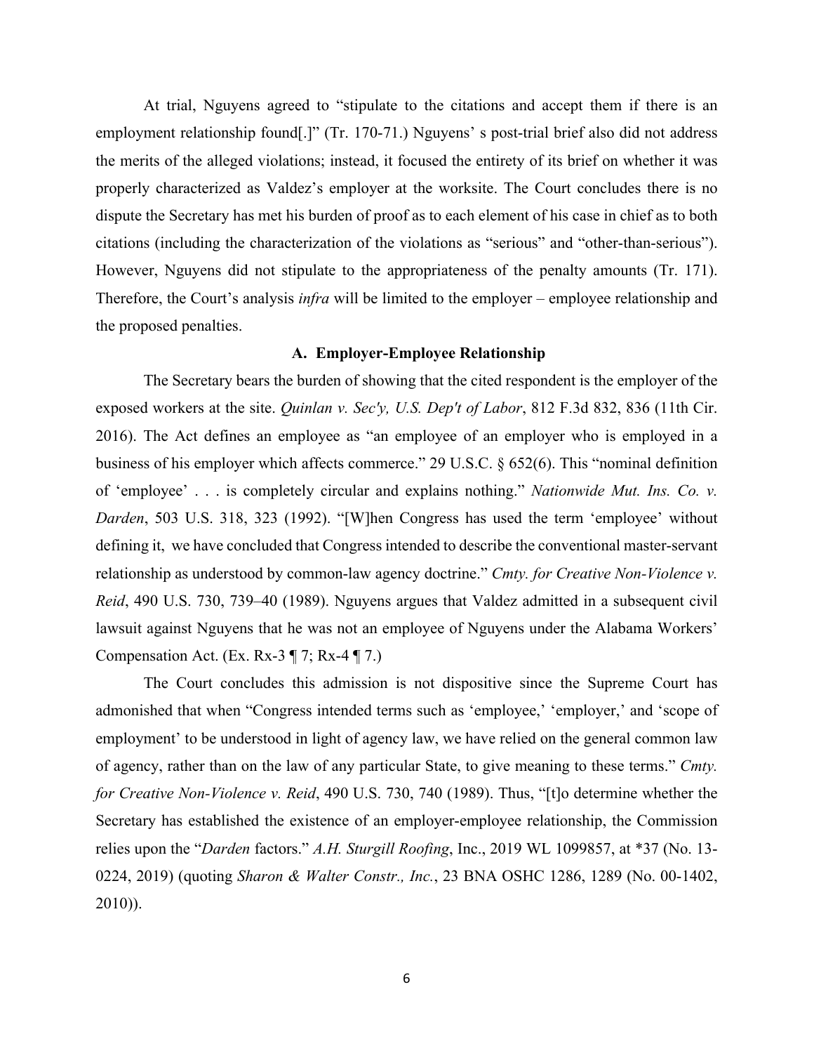At trial, Nguyens agreed to "stipulate to the citations and accept them if there is an employment relationship found[.]" (Tr. 170-71.) Nguyens' s post-trial brief also did not address the merits of the alleged violations; instead, it focused the entirety of its brief on whether it was properly characterized as Valdez's employer at the worksite. The Court concludes there is no dispute the Secretary has met his burden of proof as to each element of his case in chief as to both citations (including the characterization of the violations as "serious" and "other-than-serious"). However, Nguyens did not stipulate to the appropriateness of the penalty amounts (Tr. 171). Therefore, the Court's analysis *infra* will be limited to the employer – employee relationship and the proposed penalties.

### A. Employer-Employee Relationship

The Secretary bears the burden of showing that the cited respondent is the employer of the exposed workers at the site. *Quinlan v. Sec'y, U.S. Dep't of Labor*, 812 F.3d 832, 836 (11th Cir. 2016). The Act defines an employee as "an employee of an employer who is employed in a business of his employer which affects commerce." 29 U.S.C. § 652(6). This "nominal definition of 'employee' . . . is completely circular and explains nothing." *Nationwide Mut. Ins. Co. v. Darden*, 503 U.S. 318, 323 (1992). "[W]hen Congress has used the term 'employee' without defining it, we have concluded that Congress intended to describe the conventional master-servant relationship as understood by common-law agency doctrine." *Cmty. for Creative Non-Violence v. Reid*, 490 U.S. 730, 739–40 (1989). Nguyens argues that Valdez admitted in a subsequent civil lawsuit against Nguyens that he was not an employee of Nguyens under the Alabama Workers' Compensation Act. (Ex. Rx-3 ¶ 7; Rx-4 ¶ 7.)

The Court concludes this admission is not dispositive since the Supreme Court has admonished that when "Congress intended terms such as 'employee,' 'employer,' and 'scope of employment' to be understood in light of agency law, we have relied on the general common law of agency, rather than on the law of any particular State, to give meaning to these terms." *Cmty. for Creative Non-Violence v. Reid*, 490 U.S. 730, 740 (1989). Thus, "[t]o determine whether the Secretary has established the existence of an employer-employee relationship, the Commission relies upon the "*Darden* factors." *A.H. Sturgill Roofing*, Inc., 2019 WL 1099857, at *37 (No. 13-0224, 2019) (quoting *Sharon & Walter Constr., Inc.*, 23 BNA OSHC 1286, 1289 (No. 00-1402, 2010)).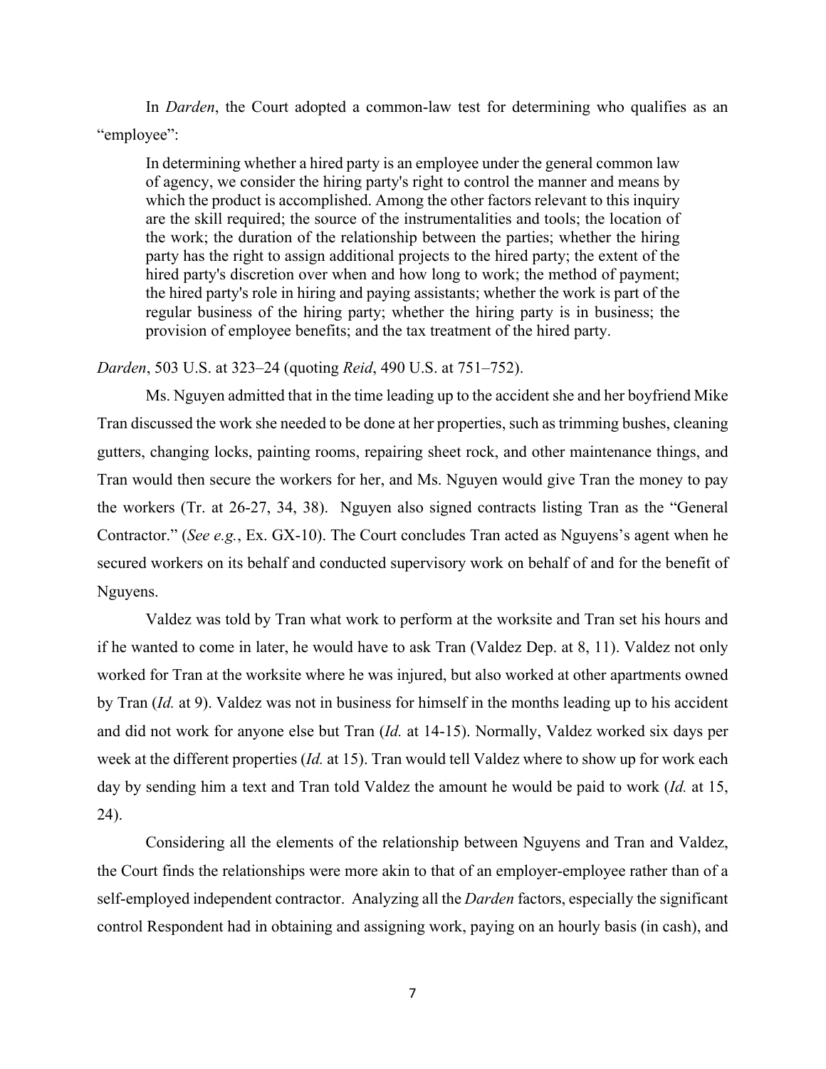In *Darden*, the Court adopted a common-law test for determining who qualifies as an "employee":

> In determining whether a hired party is an employee under the general common law of agency, we consider the hiring party's right to control the manner and means by which the product is accomplished. Among the other factors relevant to this inquiry are the skill required; the source of the instrumentalities and tools; the location of the work; the duration of the relationship between the parties; whether the hiring party has the right to assign additional projects to the hired party; the extent of the hired party's discretion over when and how long to work; the method of payment; the hired party's role in hiring and paying assistants; whether the work is part of the regular business of the hiring party; whether the hiring party is in business; the provision of employee benefits; and the tax treatment of the hired party.

*Darden*, 503 U.S. at 323–24 (quoting *Reid*, 490 U.S. at 751–752).

Ms. Nguyen admitted that in the time leading up to the accident she and her boyfriend Mike Tran discussed the work she needed to be done at her properties, such as trimming bushes, cleaning gutters, changing locks, painting rooms, repairing sheet rock, and other maintenance things, and Tran would then secure the workers for her, and Ms. Nguyen would give Tran the money to pay the workers (Tr. at 26-27, 34, 38). Nguyen also signed contracts listing Tran as the "General Contractor." (*See e.g.*, Ex. GX-10). The Court concludes Tran acted as Nguyens's agent when he secured workers on its behalf and conducted supervisory work on behalf of and for the benefit of Nguyens.

Valdez was told by Tran what work to perform at the worksite and Tran set his hours and if he wanted to come in later, he would have to ask Tran (Valdez Dep. at 8, 11). Valdez not only worked for Tran at the worksite where he was injured, but also worked at other apartments owned by Tran (*Id.* at 9). Valdez was not in business for himself in the months leading up to his accident and did not work for anyone else but Tran (*Id.* at 14-15). Normally, Valdez worked six days per week at the different properties (*Id.* at 15). Tran would tell Valdez where to show up for work each day by sending him a text and Tran told Valdez the amount he would be paid to work (*Id.* at 15, 24).

Considering all the elements of the relationship between Nguyens and Tran and Valdez, the Court finds the relationships were more akin to that of an employer-employee rather than of a self-employed independent contractor. Analyzing all the *Darden* factors, especially the significant control Respondent had in obtaining and assigning work, paying on an hourly basis (in cash), and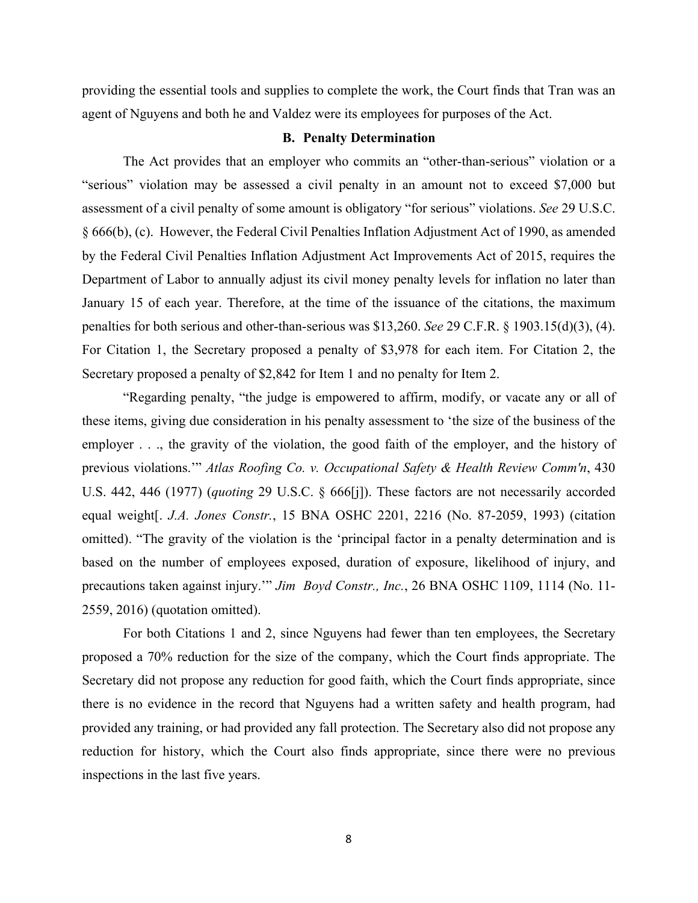providing the essential tools and supplies to complete the work, the Court finds that Tran was an agent of Nguyens and both he and Valdez were its employees for purposes of the Act.

### B. Penalty Determination

The Act provides that an employer who commits an "other-than-serious" violation or a "serious" violation may be assessed a civil penalty in an amount not to exceed $7,000 but assessment of a civil penalty of some amount is obligatory "for serious" violations. *See* 29 U.S.C. § 666(b), (c). However, the Federal Civil Penalties Inflation Adjustment Act of 1990, as amended by the Federal Civil Penalties Inflation Adjustment Act Improvements Act of 2015, requires the Department of Labor to annually adjust its civil money penalty levels for inflation no later than January 15 of each year. Therefore, at the time of the issuance of the citations, the maximum penalties for both serious and other-than-serious was $13,260. *See* 29 C.F.R. § 1903.15(d)(3), (4). For Citation 1, the Secretary proposed a penalty of $3,978 for each item. For Citation 2, the Secretary proposed a penalty of $2,842 for Item 1 and no penalty for Item 2.

"Regarding penalty, "the judge is empowered to affirm, modify, or vacate any or all of these items, giving due consideration in his penalty assessment to 'the size of the business of the employer . . ., the gravity of the violation, the good faith of the employer, and the history of previous violations.'" *Atlas Roofing Co. v. Occupational Safety & Health Review Comm'n*, 430 U.S. 442, 446 (1977) (*quoting* 29 U.S.C. § 666[j]). These factors are not necessarily accorded equal weight[. *J.A. Jones Constr.*, 15 BNA OSHC 2201, 2216 (No. 87-2059, 1993) (citation omitted). "The gravity of the violation is the 'principal factor in a penalty determination and is based on the number of employees exposed, duration of exposure, likelihood of injury, and precautions taken against injury.'" *Jim Boyd Constr., Inc.*, 26 BNA OSHC 1109, 1114 (No. 11-2559, 2016) (quotation omitted).

For both Citations 1 and 2, since Nguyens had fewer than ten employees, the Secretary proposed a 70% reduction for the size of the company, which the Court finds appropriate. The Secretary did not propose any reduction for good faith, which the Court finds appropriate, since there is no evidence in the record that Nguyens had a written safety and health program, had provided any training, or had provided any fall protection. The Secretary also did not propose any reduction for history, which the Court also finds appropriate, since there were no previous inspections in the last five years.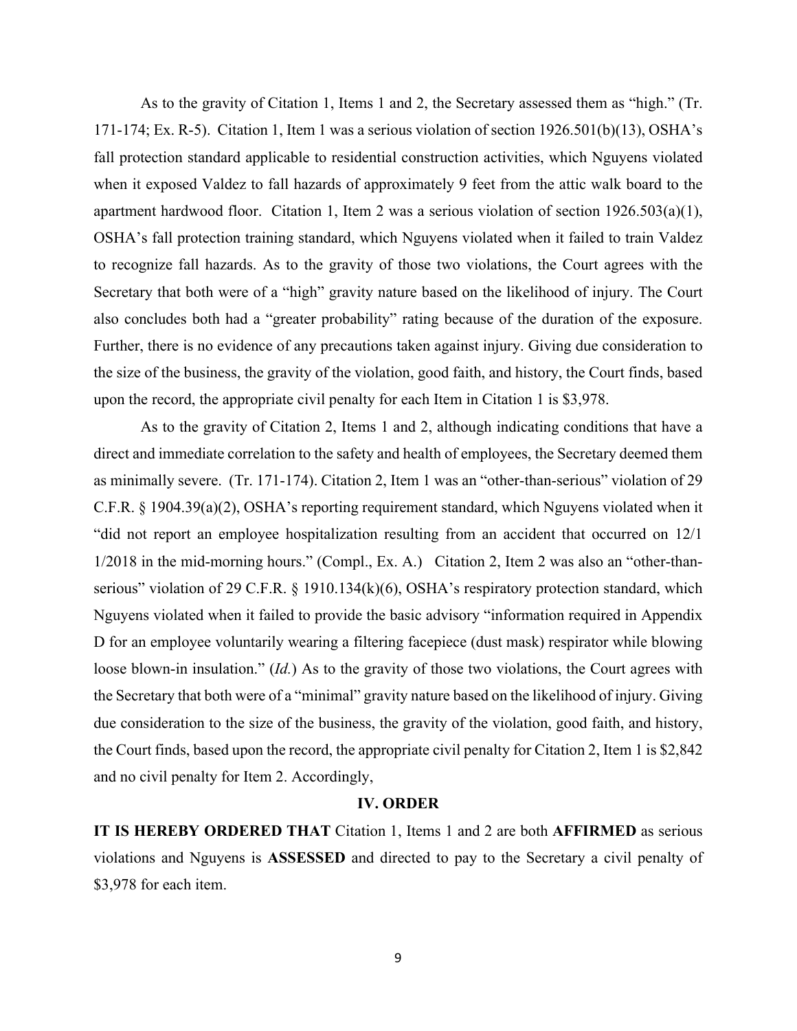As to the gravity of Citation 1, Items 1 and 2, the Secretary assessed them as "high." (Tr. 171-174; Ex. R-5). Citation 1, Item 1 was a serious violation of section 1926.501(b)(13), OSHA's fall protection standard applicable to residential construction activities, which Nguyens violated when it exposed Valdez to fall hazards of approximately 9 feet from the attic walk board to the apartment hardwood floor. Citation 1, Item 2 was a serious violation of section 1926.503(a)(1), OSHA's fall protection training standard, which Nguyens violated when it failed to train Valdez to recognize fall hazards. As to the gravity of those two violations, the Court agrees with the Secretary that both were of a "high" gravity nature based on the likelihood of injury. The Court also concludes both had a "greater probability" rating because of the duration of the exposure. Further, there is no evidence of any precautions taken against injury. Giving due consideration to the size of the business, the gravity of the violation, good faith, and history, the Court finds, based upon the record, the appropriate civil penalty for each Item in Citation 1 is $3,978.

As to the gravity of Citation 2, Items 1 and 2, although indicating conditions that have a direct and immediate correlation to the safety and health of employees, the Secretary deemed them as minimally severe. (Tr. 171-174). Citation 2, Item 1 was an "other-than-serious" violation of 29 C.F.R. § 1904.39(a)(2), OSHA's reporting requirement standard, which Nguyens violated when it "did not report an employee hospitalization resulting from an accident that occurred on 12/1 1/2018 in the mid-morning hours." (Compl., Ex. A.) Citation 2, Item 2 was also an "other-than-serious" violation of 29 C.F.R. § 1910.134(k)(6), OSHA's respiratory protection standard, which Nguyens violated when it failed to provide the basic advisory "information required in Appendix D for an employee voluntarily wearing a filtering facepiece (dust mask) respirator while blowing loose blown-in insulation." (*Id.*) As to the gravity of those two violations, the Court agrees with the Secretary that both were of a "minimal" gravity nature based on the likelihood of injury. Giving due consideration to the size of the business, the gravity of the violation, good faith, and history, the Court finds, based upon the record, the appropriate civil penalty for Citation 2, Item 1 is $2,842 and no civil penalty for Item 2. Accordingly,

## IV. ORDER

**IT IS HEREBY ORDERED THAT** Citation 1, Items 1 and 2 are both **AFFIRMED** as serious violations and Nguyens is **ASSESSED** and directed to pay to the Secretary a civil penalty of $3,978 for each item.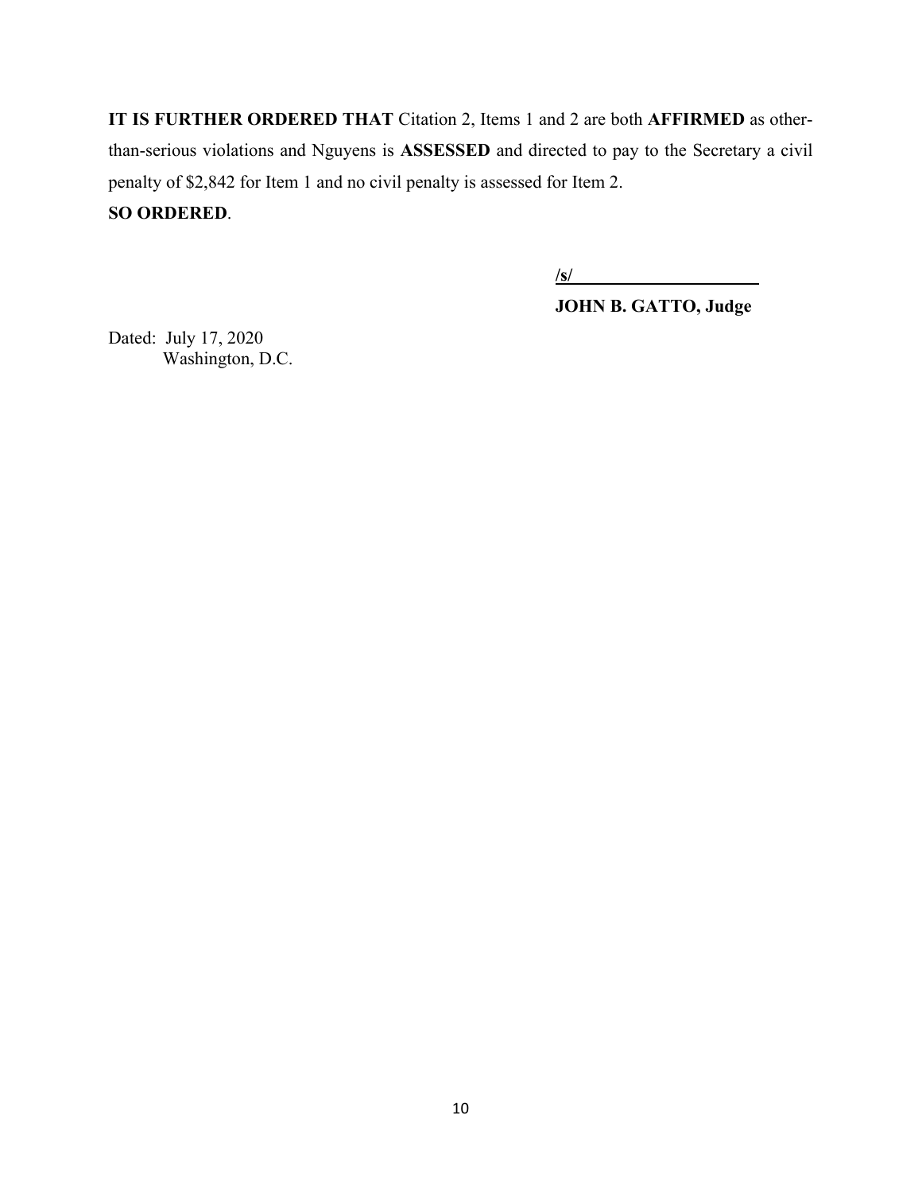**IT IS FURTHER ORDERED THAT** Citation 2, Items 1 and 2 are both **AFFIRMED** as other-than-serious violations and Nguyens is **ASSESSED** and directed to pay to the Secretary a civil penalty of $2,842 for Item 1 and no civil penalty is assessed for Item 2.

**SO ORDERED**.

**/s/**

**JOHN B. GATTO, Judge**

Dated: July 17, 2020
Washington, D.C.